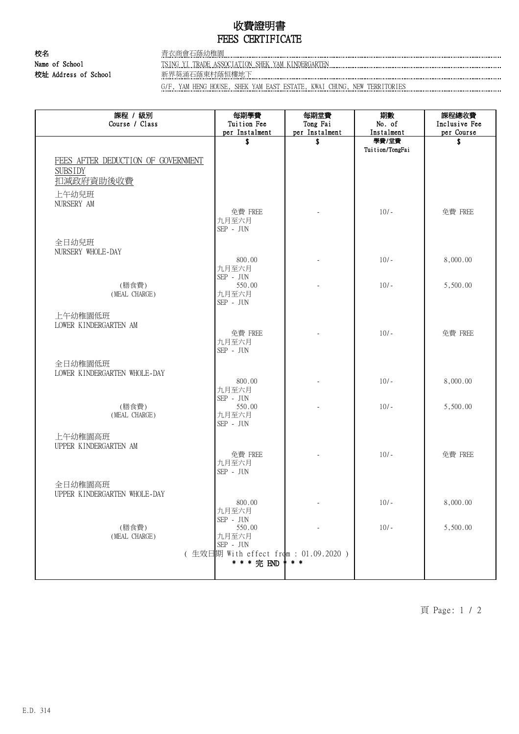# 收費證明書
# FEES CERTIFICATE

**校名**
**Name of School**
青衣商會石蔭幼稚園
TSING YI TRADE ASSOCIATION SHEK YAM KINDERGARTEN

**校址 Address of School**
新界葵涌石蔭東村蔭恒樓地下
G/F, YAM HENG HOUSE, SHEK YAM EAST ESTATE, KWAI CHUNG, NEW TERRITORIES

| 課程 / 級別<br>Course / Class | 每期學費<br>Tuition Fee<br>per Instalment | 每期堂費<br>Tong Fai<br>per Instalment | 期數<br>No. of<br>Instalment | 課程總收費<br>Inclusive Fee<br>per Course |
|---|---|---|---|---|
| | $ | $ | 學費/堂費<br>Tuition/TongFai | $ |
| FEES AFTER DEDUCTION OF GOVERNMENT SUBSIDY<br>扣減政府資助後收費 | | | | |
| 上午幼兒班<br>NURSERY AM | 免費 FREE<br>九月至六月<br>SEP - JUN | - | 10/- | 免費 FREE |
| 全日幼兒班<br>NURSERY WHOLE-DAY | 800.00<br>九月至六月<br>SEP - JUN | - | 10/- | 8,000.00 |
| (膳食費)<br>(MEAL CHARGE) | 550.00<br>九月至六月<br>SEP - JUN | - | 10/- | 5,500.00 |
| 上午幼稚園低班<br>LOWER KINDERGARTEN AM | 免費 FREE<br>九月至六月<br>SEP - JUN | - | 10/- | 免費 FREE |
| 全日幼稚園低班<br>LOWER KINDERGARTEN WHOLE-DAY | 800.00<br>九月至六月<br>SEP - JUN | - | 10/- | 8,000.00 |
| (膳食費)<br>(MEAL CHARGE) | 550.00<br>九月至六月<br>SEP - JUN | - | 10/- | 5,500.00 |
| 上午幼稚園高班<br>UPPER KINDERGARTEN AM | 免費 FREE<br>九月至六月<br>SEP - JUN | - | 10/- | 免費 FREE |
| 全日幼稚園高班<br>UPPER KINDERGARTEN WHOLE-DAY | 800.00<br>九月至六月<br>SEP - JUN | - | 10/- | 8,000.00 |
| (膳食費)<br>(MEAL CHARGE) | 550.00<br>九月至六月<br>SEP - JUN | - | 10/- | 5,500.00 |

( 生效日期 With effect from : 01.09.2020 )

\* \* \* 完 END \* \* \*

E.D. 314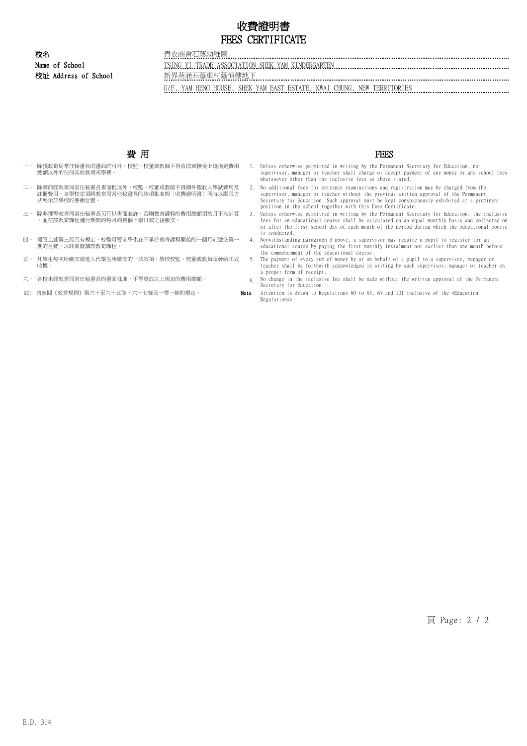# 收費證明書
# FEES CERTIFICATE

| | |
|---|---|
| **校名** | 青衣商會石蔭幼稚園 |
| **Name of School** | TSING YI TRADE ASSOCIATION SHEK YAM KINDERGARTEN |
| **校址 Address of School** | 新界葵涌石蔭東村蔭恒樓地下 |
| | G/F, YAM HENG HOUSE, SHEK YAM EAST ESTATE, KWAI CHUNG, NEW TERRITORIES |

## 費 用

一、 除獲教育局常任秘書長的書面許可外，校監、校董或教師不得收取或接受上述指定費用總額以外的任何其他款項或學費。

二、 除事前經教育局常任秘書長書面批准外，校監、校董或教師不得額外徵收入學試費用及註冊費用。各學校並須將教育局常任秘書長的該項批准與〈收費證明書〉同時以顯眼方式展示於學校的要衝位置。

三、 除非獲得教育局常任秘書長另行以書面准許，否則教育課程的費用總額須按月平均計算，並在該教育課程進行期間的每月的首個上學日或之後繳交。

四、 儘管上述第三段另有規定，校監可要求學生在不早於教育課程開始的一個月前繳交第一期的月費，以註冊就讀該教育課程。

五、 凡學生每次所繳交或他人代學生所繳交的一切款項，學校校監、校董或教員須發給正式收據。

六、 各校未經教育局常任秘書長的書面批准，不得更改以上規定的費用總額。

註: 請參閱《教育規例》第六十至六十五條、六十七條及一零一條的規定。

## FEES

1. Unless otherwise permitted in writing by the Permanent Secretary for Education, no supervisor, manager or teacher shall charge or accept payment of any money or any school fees whatsoever other than the inclusive fees as above stated.
2. No additional fees for entrance examinations and registration may be charged from the supervisor, manager or teacher without the previous written approval of the Permanent Secretary for Education. Such approval must be kept conspicuously exhibited at a prominent position in the school together with this Fees Certificate.
3. Unless otherwise permitted in writing by the Permanent Secretary for Education, the inclusive fees for an educational course shall be calculated on an equal monthly basis and collected on or after the first school day of each month of the period during which the educational course is conducted.
4. Notwithstanding paragraph 3 above, a supervisor may require a pupil to register for an educational course by paying the first monthly instalment not earlier than one month before the commencement of the educational course.
5. The payment of every sum of money by or on behalf of a pupil to a supervisor, manager or teacher shall be forthwith acknowledged in writing by such supervisor, manager or teacher on a proper form of receipt.
6. No change in the inclusive fee shall be made without the written approval of the Permanent Secretary for Education.

**Note** Attention is drawn to Regulations 60 to 65, 67 and 101 inclusive of the <Education Regulations>

E.D. 314